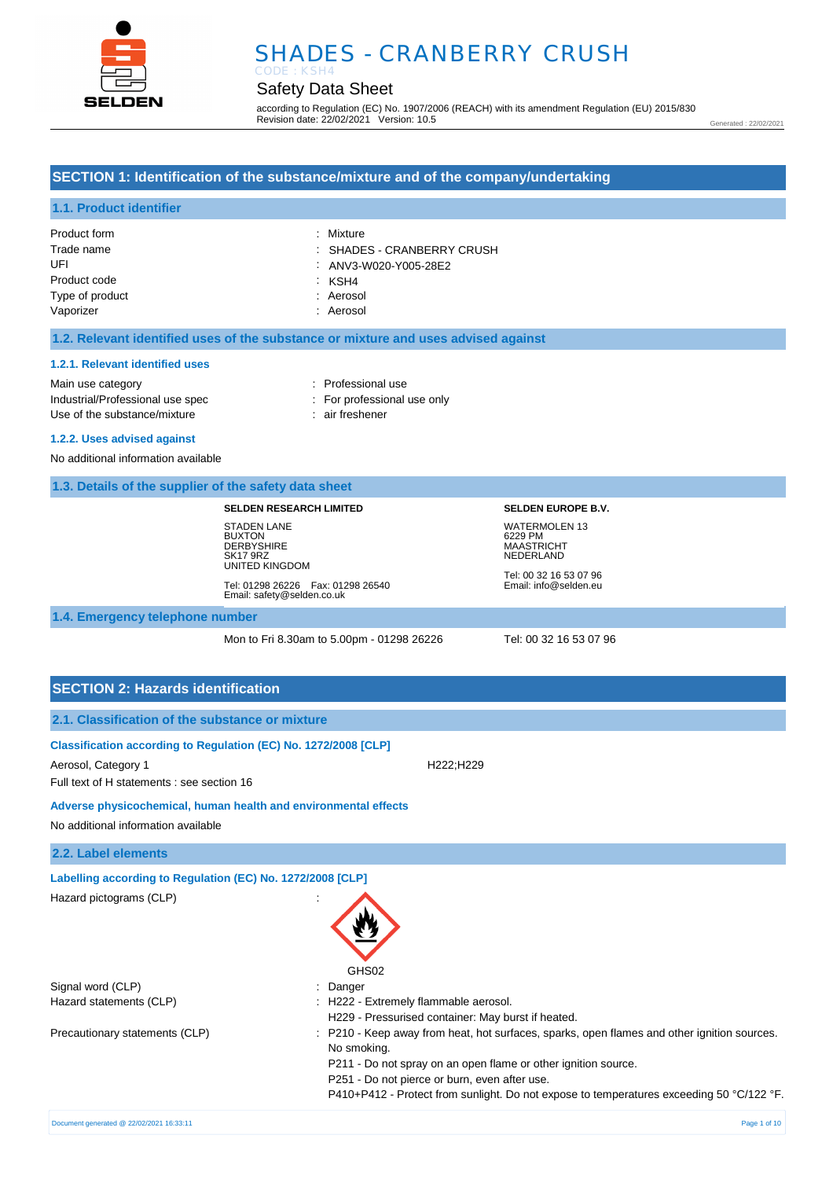# SHADES - CRANBERRY CRUSH

CODE : KSH4

## Safety Data Sheet

according to Regulation (EC) No. 1907/2006 (REACH) with its amendment Regulation (EU) 2015/830
Revision date: 22/02/2021 Version: 10.5

Generated : 22/02/2021

## SECTION 1: Identification of the substance/mixture and of the company/undertaking

### 1.1. Product identifier

| | |
|---|---|
| Product form | : Mixture |
| Trade name | : SHADES - CRANBERRY CRUSH |
| UFI | : ANV3-W020-Y005-28E2 |
| Product code | : KSH4 |
| Type of product | : Aerosol |
| Vaporizer | : Aerosol |

### 1.2. Relevant identified uses of the substance or mixture and uses advised against

#### 1.2.1. Relevant identified uses

| | |
|---|---|
| Main use category | : Professional use |
| Industrial/Professional use spec | : For professional use only |
| Use of the substance/mixture | : air freshener |

#### 1.2.2. Uses advised against

No additional information available

### 1.3. Details of the supplier of the safety data sheet

**SELDEN RESEARCH LIMITED**

STADEN LANE
BUXTON
DERBYSHIRE
SK17 9RZ
UNITED KINGDOM

Tel: 01298 26226 Fax: 01298 26540
Email: safety@selden.co.uk

**SELDEN EUROPE B.V.**

WATERMOLEN 13
6229 PM
MAASTRICHT
NEDERLAND

Tel: 00 32 16 53 07 96
Email: info@selden.eu

### 1.4. Emergency telephone number

Mon to Fri 8.30am to 5.00pm - 01298 26226

Tel: 00 32 16 53 07 96

## SECTION 2: Hazards identification

### 2.1. Classification of the substance or mixture

#### Classification according to Regulation (EC) No. 1272/2008 [CLP]

Aerosol, Category 1 H222;H229

Full text of H statements : see section 16

#### Adverse physicochemical, human health and environmental effects

No additional information available

### 2.2. Label elements

#### Labelling according to Regulation (EC) No. 1272/2008 [CLP]

Hazard pictograms (CLP) :

GHS02

| | |
|---|---|
| Signal word (CLP) | : Danger |
| Hazard statements (CLP) | : H222 - Extremely flammable aerosol.<br>H229 - Pressurised container: May burst if heated. |
| Precautionary statements (CLP) | : P210 - Keep away from heat, hot surfaces, sparks, open flames and other ignition sources. No smoking.<br>P211 - Do not spray on an open flame or other ignition source.<br>P251 - Do not pierce or burn, even after use.<br>P410+P412 - Protect from sunlight. Do not expose to temperatures exceeding 50 °C/122 °F. |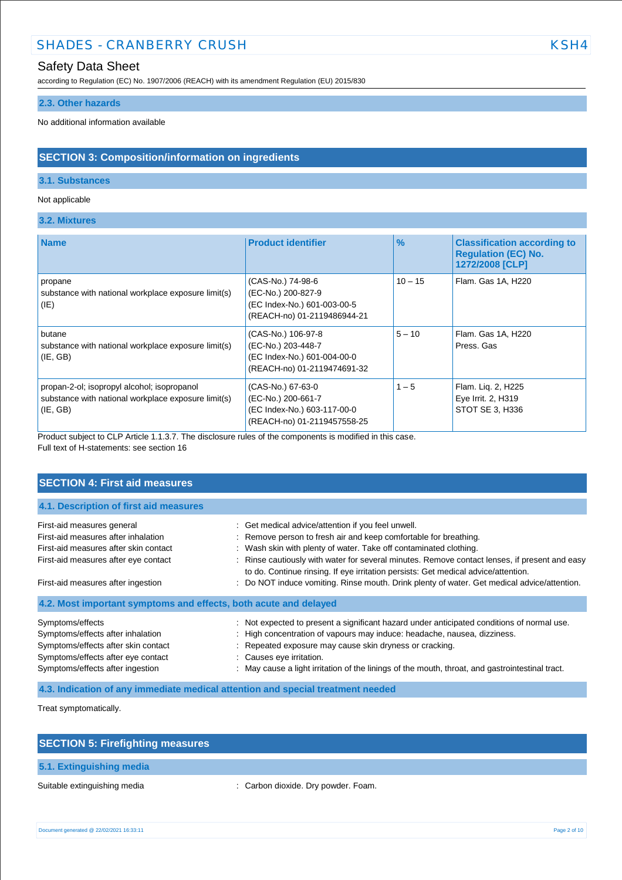### 2.3. Other hazards

No additional information available

## SECTION 3: Composition/information on ingredients

### 3.1. Substances

Not applicable

### 3.2. Mixtures

| Name | Product identifier | % | Classification according to Regulation (EC) No. 1272/2008 [CLP] |
|---|---|---|---|
| propane<br>substance with national workplace exposure limit(s) (IE) | (CAS-No.) 74-98-6<br>(EC-No.) 200-827-9<br>(EC Index-No.) 601-003-00-5<br>(REACH-no) 01-2119486944-21 | 10 – 15 | Flam. Gas 1A, H220 |
| butane<br>substance with national workplace exposure limit(s) (IE, GB) | (CAS-No.) 106-97-8<br>(EC-No.) 203-448-7<br>(EC Index-No.) 601-004-00-0<br>(REACH-no) 01-2119474691-32 | 5 – 10 | Flam. Gas 1A, H220<br>Press. Gas |
| propan-2-ol; isopropyl alcohol; isopropanol<br>substance with national workplace exposure limit(s) (IE, GB) | (CAS-No.) 67-63-0<br>(EC-No.) 200-661-7<br>(EC Index-No.) 603-117-00-0<br>(REACH-no) 01-2119457558-25 | 1 – 5 | Flam. Liq. 2, H225<br>Eye Irrit. 2, H319<br>STOT SE 3, H336 |

Product subject to CLP Article 1.1.3.7. The disclosure rules of the components is modified in this case.
Full text of H-statements: see section 16

## SECTION 4: First aid measures

### 4.1. Description of first aid measures

First-aid measures general : Get medical advice/attention if you feel unwell.
First-aid measures after inhalation : Remove person to fresh air and keep comfortable for breathing.
First-aid measures after skin contact : Wash skin with plenty of water. Take off contaminated clothing.
First-aid measures after eye contact : Rinse cautiously with water for several minutes. Remove contact lenses, if present and easy to do. Continue rinsing. If eye irritation persists: Get medical advice/attention.
First-aid measures after ingestion : Do NOT induce vomiting. Rinse mouth. Drink plenty of water. Get medical advice/attention.

### 4.2. Most important symptoms and effects, both acute and delayed

Symptoms/effects : Not expected to present a significant hazard under anticipated conditions of normal use.
Symptoms/effects after inhalation : High concentration of vapours may induce: headache, nausea, dizziness.
Symptoms/effects after skin contact : Repeated exposure may cause skin dryness or cracking.
Symptoms/effects after eye contact : Causes eye irritation.
Symptoms/effects after ingestion : May cause a light irritation of the linings of the mouth, throat, and gastrointestinal tract.

### 4.3. Indication of any immediate medical attention and special treatment needed

Treat symptomatically.

## SECTION 5: Firefighting measures

### 5.1. Extinguishing media

Suitable extinguishing media : Carbon dioxide. Dry powder. Foam.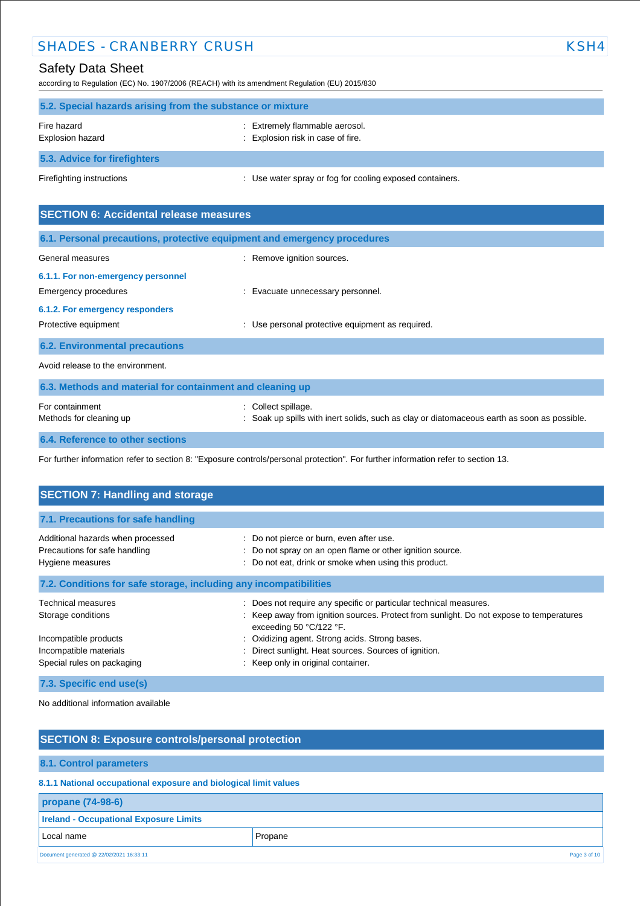### 5.2. Special hazards arising from the substance or mixture

| | |
|---|---|
| Fire hazard | : Extremely flammable aerosol. |
| Explosion hazard | : Explosion risk in case of fire. |

### 5.3. Advice for firefighters

| | |
|---|---|
| Firefighting instructions | : Use water spray or fog for cooling exposed containers. |

## SECTION 6: Accidental release measures

### 6.1. Personal precautions, protective equipment and emergency procedures

| | |
|---|---|
| General measures | : Remove ignition sources. |

#### 6.1.1. For non-emergency personnel

| | |
|---|---|
| Emergency procedures | : Evacuate unnecessary personnel. |

#### 6.1.2. For emergency responders

| | |
|---|---|
| Protective equipment | : Use personal protective equipment as required. |

### 6.2. Environmental precautions

Avoid release to the environment.

### 6.3. Methods and material for containment and cleaning up

| | |
|---|---|
| For containment | : Collect spillage. |
| Methods for cleaning up | : Soak up spills with inert solids, such as clay or diatomaceous earth as soon as possible. |

### 6.4. Reference to other sections

For further information refer to section 8: "Exposure controls/personal protection". For further information refer to section 13.

## SECTION 7: Handling and storage

### 7.1. Precautions for safe handling

| | |
|---|---|
| Additional hazards when processed | : Do not pierce or burn, even after use. |
| Precautions for safe handling | : Do not spray on an open flame or other ignition source. |
| Hygiene measures | : Do not eat, drink or smoke when using this product. |

### 7.2. Conditions for safe storage, including any incompatibilities

| | |
|---|---|
| Technical measures | : Does not require any specific or particular technical measures. |
| Storage conditions | : Keep away from ignition sources. Protect from sunlight. Do not expose to temperatures exceeding 50 °C/122 °F. |
| Incompatible products | : Oxidizing agent. Strong acids. Strong bases. |
| Incompatible materials | : Direct sunlight. Heat sources. Sources of ignition. |
| Special rules on packaging | : Keep only in original container. |

### 7.3. Specific end use(s)

No additional information available

## SECTION 8: Exposure controls/personal protection

### 8.1. Control parameters

#### 8.1.1 National occupational exposure and biological limit values

| propane (74-98-6) | |
|---|---|
| **Ireland - Occupational Exposure Limits** | |
| Local name | Propane |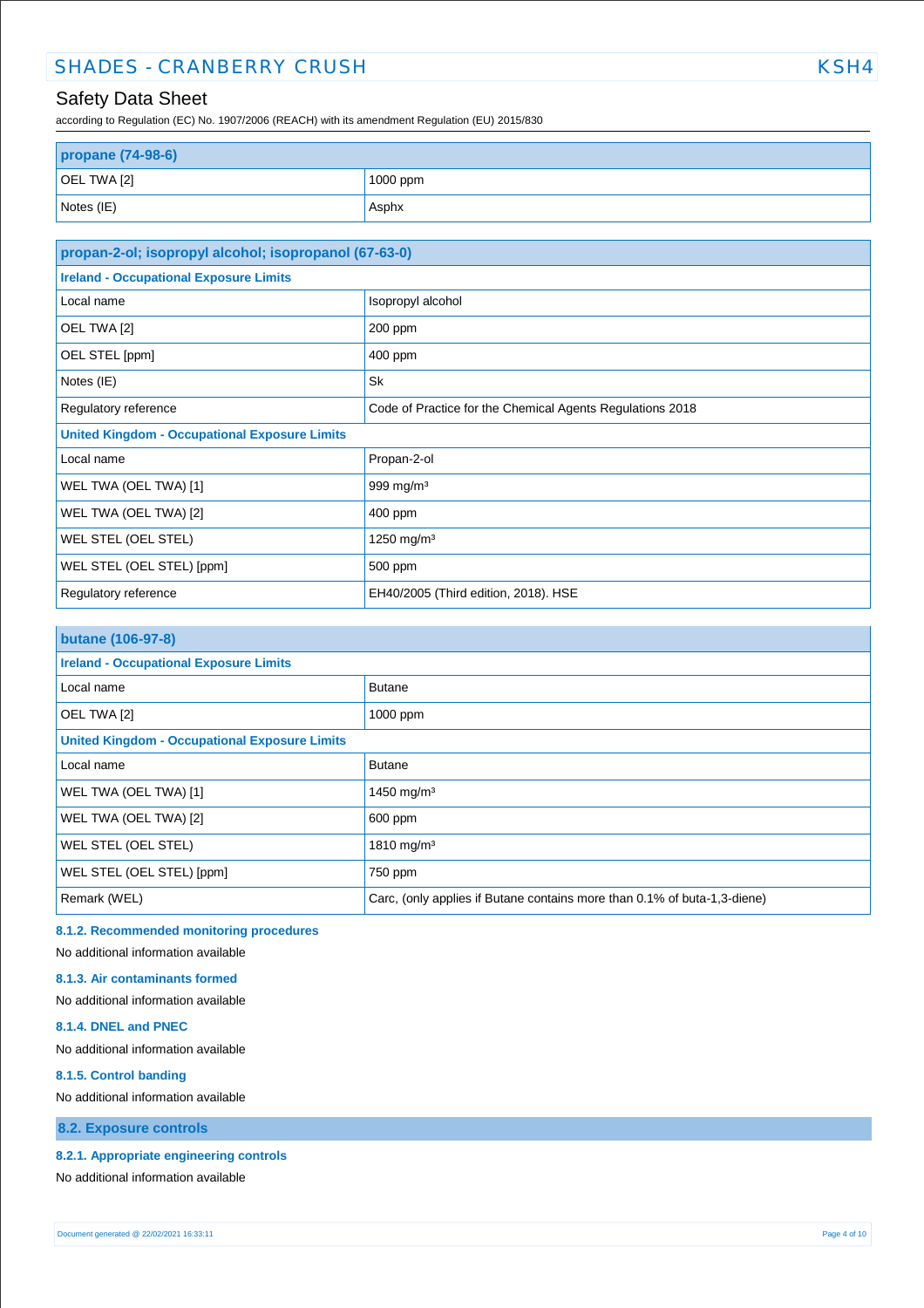| propane (74-98-6) | |
|---|---|
| OEL TWA [2] | 1000 ppm |
| Notes (IE) | Asphx |

| propan-2-ol; isopropyl alcohol; isopropanol (67-63-0) | |
|---|---|
| **Ireland - Occupational Exposure Limits** | |
| Local name | Isopropyl alcohol |
| OEL TWA [2] | 200 ppm |
| OEL STEL [ppm] | 400 ppm |
| Notes (IE) | Sk |
| Regulatory reference | Code of Practice for the Chemical Agents Regulations 2018 |
| **United Kingdom - Occupational Exposure Limits** | |
| Local name | Propan-2-ol |
| WEL TWA (OEL TWA) [1] | 999 mg/m³ |
| WEL TWA (OEL TWA) [2] | 400 ppm |
| WEL STEL (OEL STEL) | 1250 mg/m³ |
| WEL STEL (OEL STEL) [ppm] | 500 ppm |
| Regulatory reference | EH40/2005 (Third edition, 2018). HSE |

| butane (106-97-8) | |
|---|---|
| **Ireland - Occupational Exposure Limits** | |
| Local name | Butane |
| OEL TWA [2] | 1000 ppm |
| **United Kingdom - Occupational Exposure Limits** | |
| Local name | Butane |
| WEL TWA (OEL TWA) [1] | 1450 mg/m³ |
| WEL TWA (OEL TWA) [2] | 600 ppm |
| WEL STEL (OEL STEL) | 1810 mg/m³ |
| WEL STEL (OEL STEL) [ppm] | 750 ppm |
| Remark (WEL) | Carc, (only applies if Butane contains more than 0.1% of buta-1,3-diene) |

#### 8.1.2. Recommended monitoring procedures

No additional information available

#### 8.1.3. Air contaminants formed

No additional information available

#### 8.1.4. DNEL and PNEC

No additional information available

#### 8.1.5. Control banding

No additional information available

### 8.2. Exposure controls

#### 8.2.1. Appropriate engineering controls

No additional information available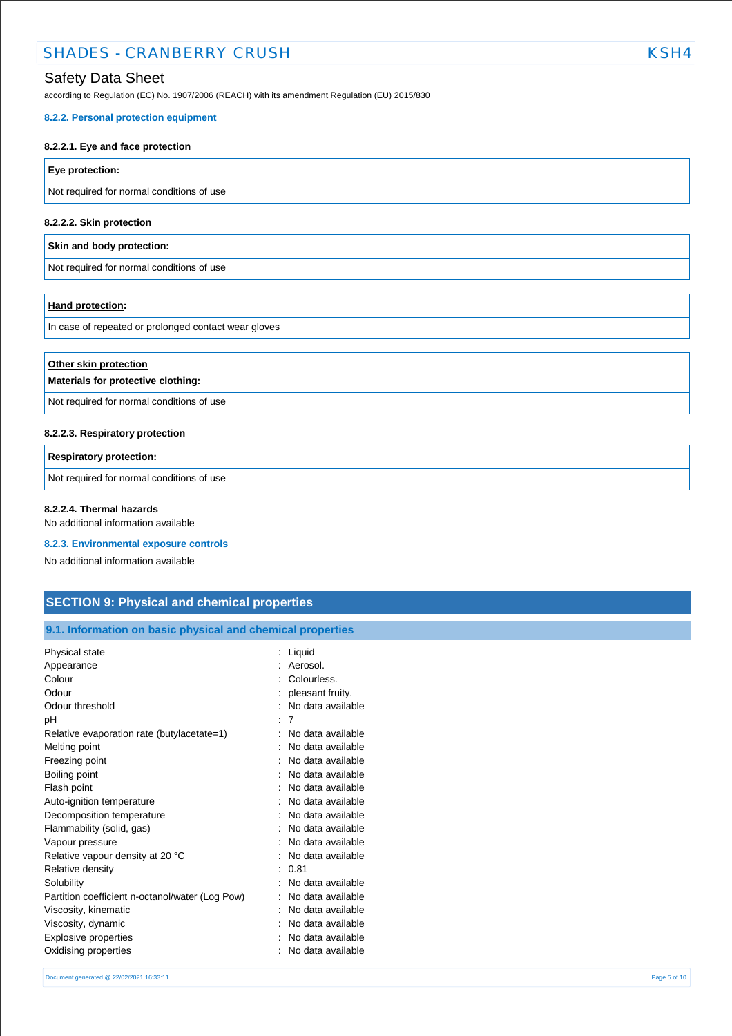#### 8.2.2. Personal protection equipment

##### 8.2.2.1. Eye and face protection

| **Eye protection:** |
|---|
| Not required for normal conditions of use |

##### 8.2.2.2. Skin protection

| **Skin and body protection:** |
|---|
| Not required for normal conditions of use |

| **Hand protection:** |
|---|
| In case of repeated or prolonged contact wear gloves |

| **Other skin protection**<br>**Materials for protective clothing:** |
|---|
| Not required for normal conditions of use |

##### 8.2.2.3. Respiratory protection

| **Respiratory protection:** |
|---|
| Not required for normal conditions of use |

##### 8.2.2.4. Thermal hazards

No additional information available

#### 8.2.3. Environmental exposure controls

No additional information available

## SECTION 9: Physical and chemical properties

### 9.1. Information on basic physical and chemical properties

| | |
|---|---|
| Physical state | : Liquid |
| Appearance | : Aerosol. |
| Colour | : Colourless. |
| Odour | : pleasant fruity. |
| Odour threshold | : No data available |
| pH | : 7 |
| Relative evaporation rate (butylacetate=1) | : No data available |
| Melting point | : No data available |
| Freezing point | : No data available |
| Boiling point | : No data available |
| Flash point | : No data available |
| Auto-ignition temperature | : No data available |
| Decomposition temperature | : No data available |
| Flammability (solid, gas) | : No data available |
| Vapour pressure | : No data available |
| Relative vapour density at 20 °C | : No data available |
| Relative density | : 0.81 |
| Solubility | : No data available |
| Partition coefficient n-octanol/water (Log Pow) | : No data available |
| Viscosity, kinematic | : No data available |
| Viscosity, dynamic | : No data available |
| Explosive properties | : No data available |
| Oxidising properties | : No data available |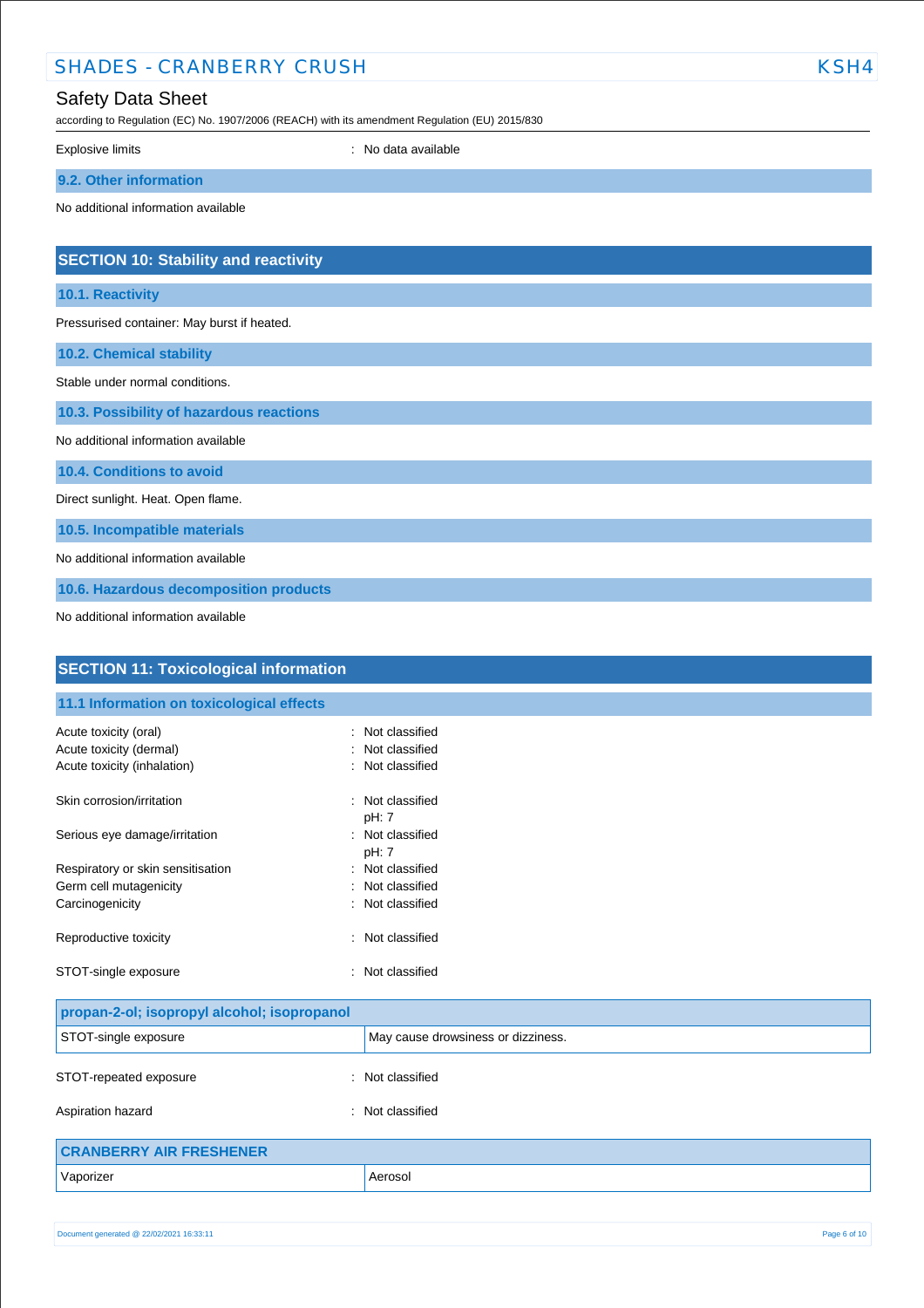Explosive limits : No data available

### 9.2. Other information

No additional information available

## SECTION 10: Stability and reactivity

### 10.1. Reactivity

Pressurised container: May burst if heated.

### 10.2. Chemical stability

Stable under normal conditions.

### 10.3. Possibility of hazardous reactions

No additional information available

### 10.4. Conditions to avoid

Direct sunlight. Heat. Open flame.

### 10.5. Incompatible materials

No additional information available

### 10.6. Hazardous decomposition products

No additional information available

## SECTION 11: Toxicological information

### 11.1 Information on toxicological effects

| | |
|---|---|
| Acute toxicity (oral) | : Not classified |
| Acute toxicity (dermal) | : Not classified |
| Acute toxicity (inhalation) | : Not classified |
| Skin corrosion/irritation | : Not classified<br>pH: 7 |
| Serious eye damage/irritation | : Not classified<br>pH: 7 |
| Respiratory or skin sensitisation | : Not classified |
| Germ cell mutagenicity | : Not classified |
| Carcinogenicity | : Not classified |
| Reproductive toxicity | : Not classified |
| STOT-single exposure | : Not classified |

| propan-2-ol; isopropyl alcohol; isopropanol | |
|---|---|
| STOT-single exposure | May cause drowsiness or dizziness. |

| | |
|---|---|
| STOT-repeated exposure | : Not classified |
| Aspiration hazard | : Not classified |

| CRANBERRY AIR FRESHENER | |
|---|---|
| Vaporizer | Aerosol |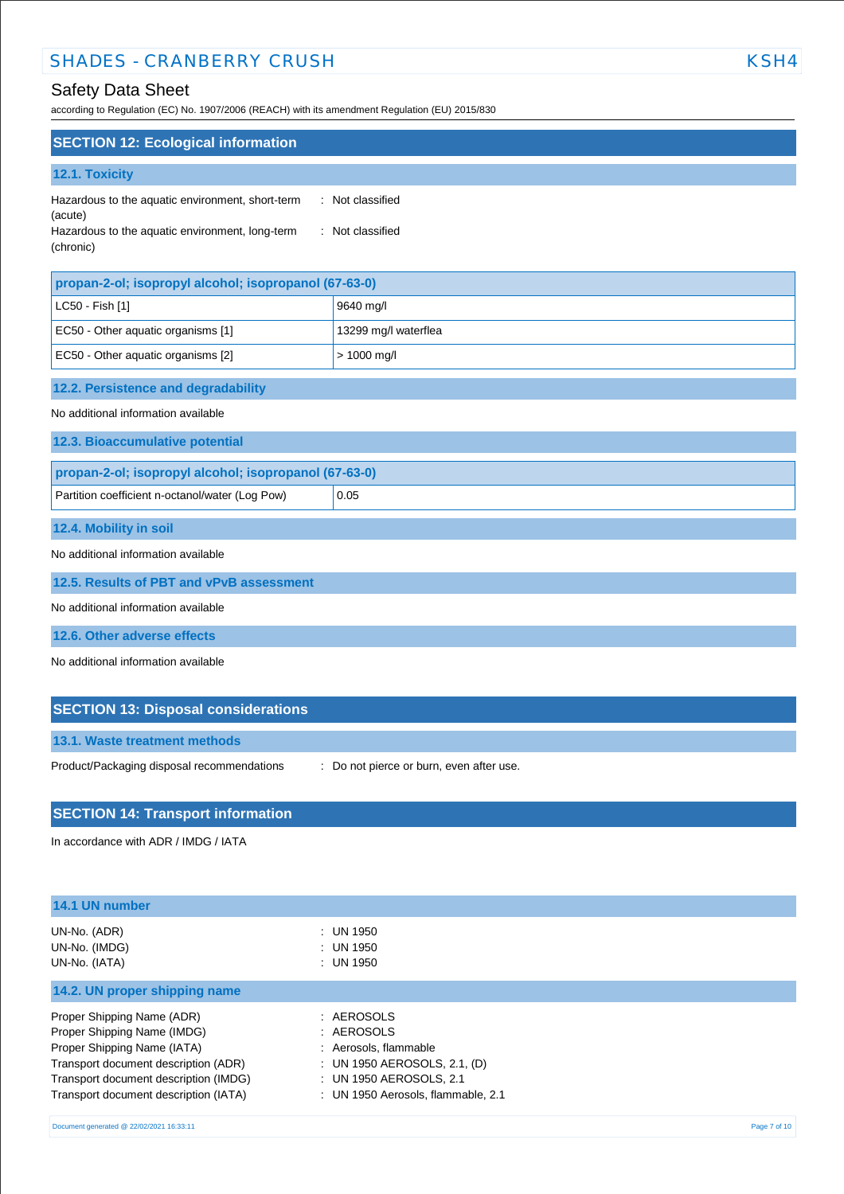## SECTION 12: Ecological information

### 12.1. Toxicity

Hazardous to the aquatic environment, short-term (acute) : Not classified

Hazardous to the aquatic environment, long-term (chronic) : Not classified

| propan-2-ol; isopropyl alcohol; isopropanol (67-63-0) | |
|---|---|
| LC50 - Fish [1] | 9640 mg/l |
| EC50 - Other aquatic organisms [1] | 13299 mg/l waterflea |
| EC50 - Other aquatic organisms [2] | > 1000 mg/l |

### 12.2. Persistence and degradability

No additional information available

### 12.3. Bioaccumulative potential

| propan-2-ol; isopropyl alcohol; isopropanol (67-63-0) | |
|---|---|
| Partition coefficient n-octanol/water (Log Pow) | 0.05 |

### 12.4. Mobility in soil

No additional information available

### 12.5. Results of PBT and vPvB assessment

No additional information available

### 12.6. Other adverse effects

No additional information available

## SECTION 13: Disposal considerations

### 13.1. Waste treatment methods

Product/Packaging disposal recommendations : Do not pierce or burn, even after use.

## SECTION 14: Transport information

In accordance with ADR / IMDG / IATA

### 14.1 UN number

UN-No. (ADR) : UN 1950
UN-No. (IMDG) : UN 1950
UN-No. (IATA) : UN 1950

### 14.2. UN proper shipping name

Proper Shipping Name (ADR) : AEROSOLS
Proper Shipping Name (IMDG) : AEROSOLS
Proper Shipping Name (IATA) : Aerosols, flammable
Transport document description (ADR) : UN 1950 AEROSOLS, 2.1, (D)
Transport document description (IMDG) : UN 1950 AEROSOLS, 2.1
Transport document description (IATA) : UN 1950 Aerosols, flammable, 2.1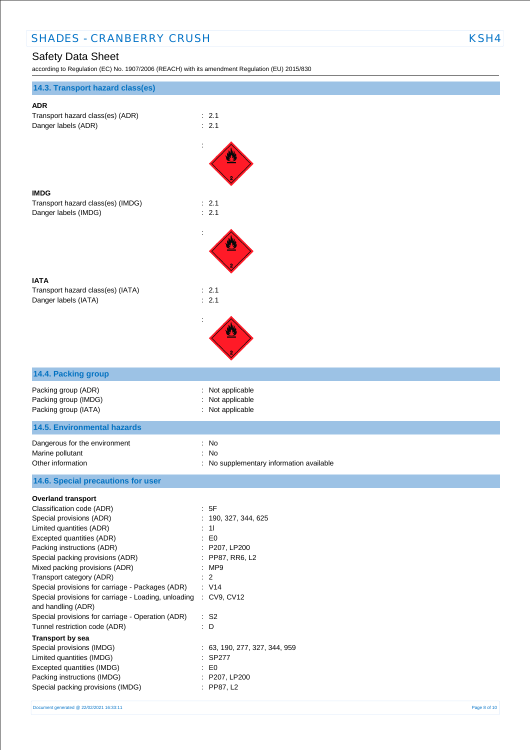## 14.3. Transport hazard class(es)

**ADR**

| | |
|---|---|
| Transport hazard class(es) (ADR) | : 2.1 |
| Danger labels (ADR) | : 2.1 |

**IMDG**

| | |
|---|---|
| Transport hazard class(es) (IMDG) | : 2.1 |
| Danger labels (IMDG) | : 2.1 |

**IATA**

| | |
|---|---|
| Transport hazard class(es) (IATA) | : 2.1 |
| Danger labels (IATA) | : 2.1 |

## 14.4. Packing group

| | |
|---|---|
| Packing group (ADR) | : Not applicable |
| Packing group (IMDG) | : Not applicable |
| Packing group (IATA) | : Not applicable |

## 14.5. Environmental hazards

| | |
|---|---|
| Dangerous for the environment | : No |
| Marine pollutant | : No |
| Other information | : No supplementary information available |

## 14.6. Special precautions for user

**Overland transport**

| | |
|---|---|
| Classification code (ADR) | : 5F |
| Special provisions (ADR) | : 190, 327, 344, 625 |
| Limited quantities (ADR) | : 1l |
| Excepted quantities (ADR) | : E0 |
| Packing instructions (ADR) | : P207, LP200 |
| Special packing provisions (ADR) | : PP87, RR6, L2 |
| Mixed packing provisions (ADR) | : MP9 |
| Transport category (ADR) | : 2 |
| Special provisions for carriage - Packages (ADR) | : V14 |
| Special provisions for carriage - Loading, unloading and handling (ADR) | : CV9, CV12 |
| Special provisions for carriage - Operation (ADR) | : S2 |
| Tunnel restriction code (ADR) | : D |

**Transport by sea**

| | |
|---|---|
| Special provisions (IMDG) | : 63, 190, 277, 327, 344, 959 |
| Limited quantities (IMDG) | : SP277 |
| Excepted quantities (IMDG) | : E0 |
| Packing instructions (IMDG) | : P207, LP200 |
| Special packing provisions (IMDG) | : PP87, L2 |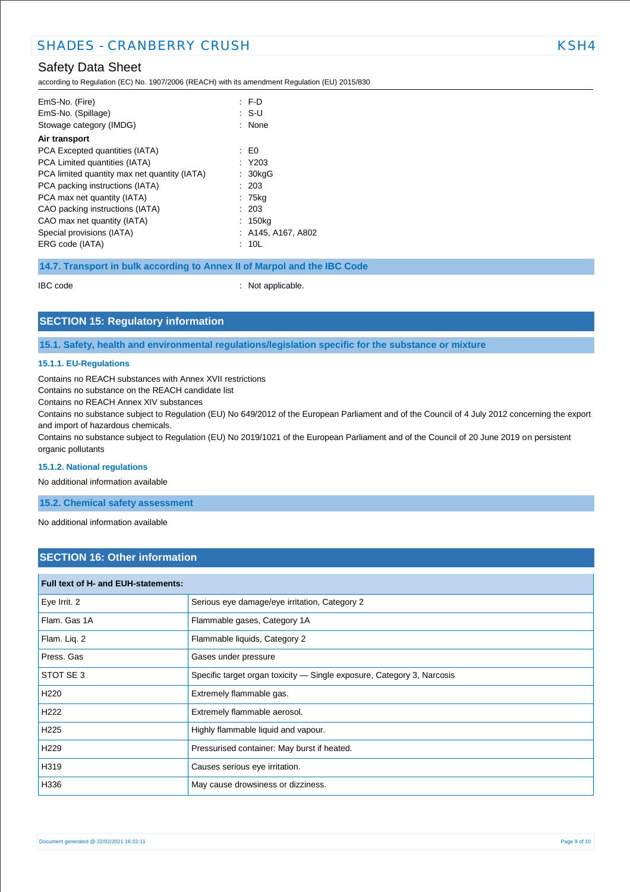| | |
|---|---|
| EmS-No. (Fire) | : F-D |
| EmS-No. (Spillage) | : S-U |
| Stowage category (IMDG) | : None |

**Air transport**

| | |
|---|---|
| PCA Excepted quantities (IATA) | : E0 |
| PCA Limited quantities (IATA) | : Y203 |
| PCA limited quantity max net quantity (IATA) | : 30kgG |
| PCA packing instructions (IATA) | : 203 |
| PCA max net quantity (IATA) | : 75kg |
| CAO packing instructions (IATA) | : 203 |
| CAO max net quantity (IATA) | : 150kg |
| Special provisions (IATA) | : A145, A167, A802 |
| ERG code (IATA) | : 10L |

### 14.7. Transport in bulk according to Annex II of Marpol and the IBC Code

IBC code : Not applicable.

## SECTION 15: Regulatory information

### 15.1. Safety, health and environmental regulations/legislation specific for the substance or mixture

#### 15.1.1. EU-Regulations

Contains no REACH substances with Annex XVII restrictions
Contains no substance on the REACH candidate list
Contains no REACH Annex XIV substances
Contains no substance subject to Regulation (EU) No 649/2012 of the European Parliament and of the Council of 4 July 2012 concerning the export and import of hazardous chemicals.
Contains no substance subject to Regulation (EU) No 2019/1021 of the European Parliament and of the Council of 20 June 2019 on persistent organic pollutants

#### 15.1.2. National regulations

No additional information available

### 15.2. Chemical safety assessment

No additional information available

## SECTION 16: Other information

| Full text of H- and EUH-statements: | |
|---|---|
| Eye Irrit. 2 | Serious eye damage/eye irritation, Category 2 |
| Flam. Gas 1A | Flammable gases, Category 1A |
| Flam. Liq. 2 | Flammable liquids, Category 2 |
| Press. Gas | Gases under pressure |
| STOT SE 3 | Specific target organ toxicity — Single exposure, Category 3, Narcosis |
| H220 | Extremely flammable gas. |
| H222 | Extremely flammable aerosol. |
| H225 | Highly flammable liquid and vapour. |
| H229 | Pressurised container: May burst if heated. |
| H319 | Causes serious eye irritation. |
| H336 | May cause drowsiness or dizziness. |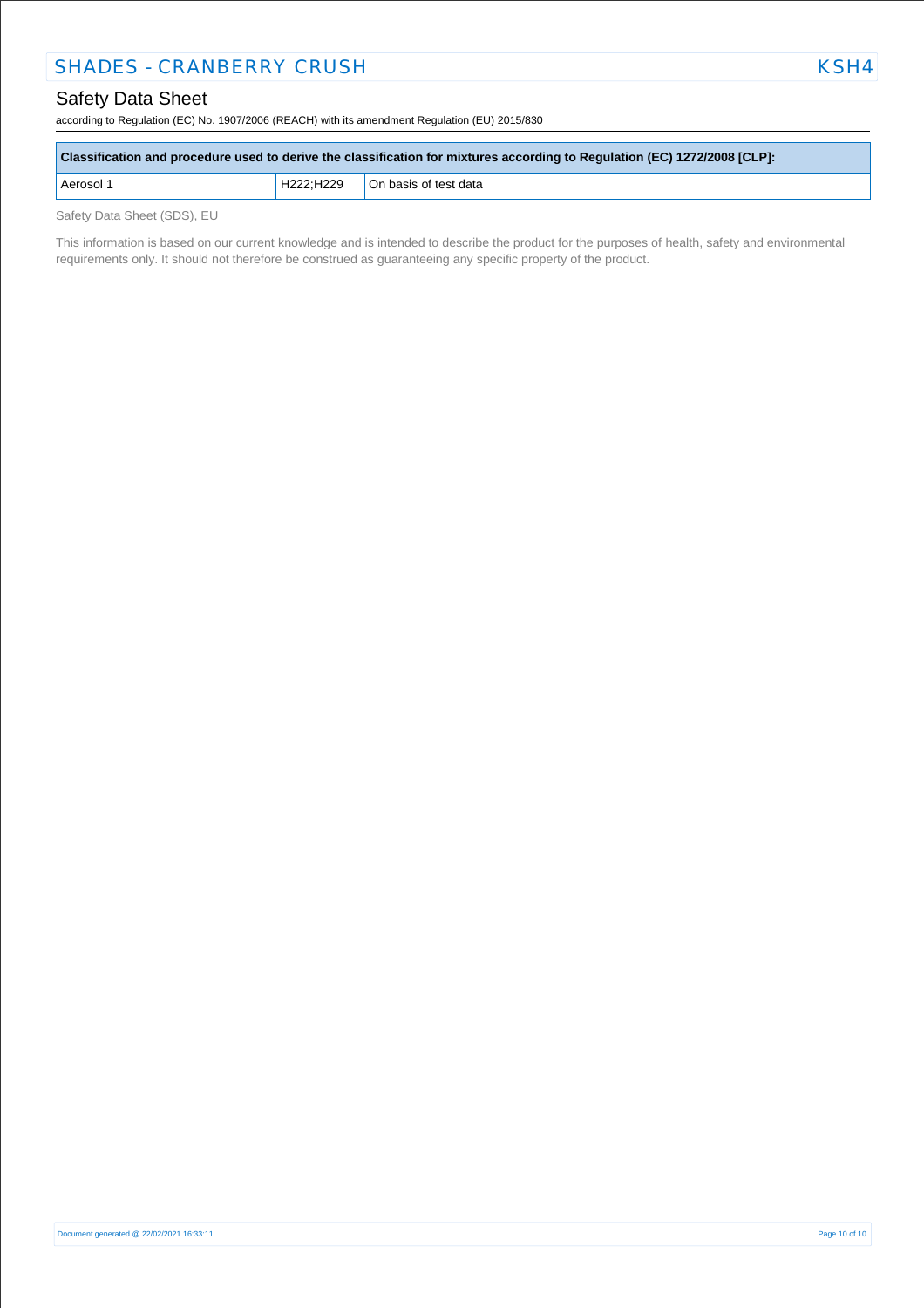| Classification and procedure used to derive the classification for mixtures according to Regulation (EC) 1272/2008 [CLP]: | | |
|---|---|---|
| Aerosol 1 | H222;H229 | On basis of test data |

Safety Data Sheet (SDS), EU

This information is based on our current knowledge and is intended to describe the product for the purposes of health, safety and environmental requirements only. It should not therefore be construed as guaranteeing any specific property of the product.